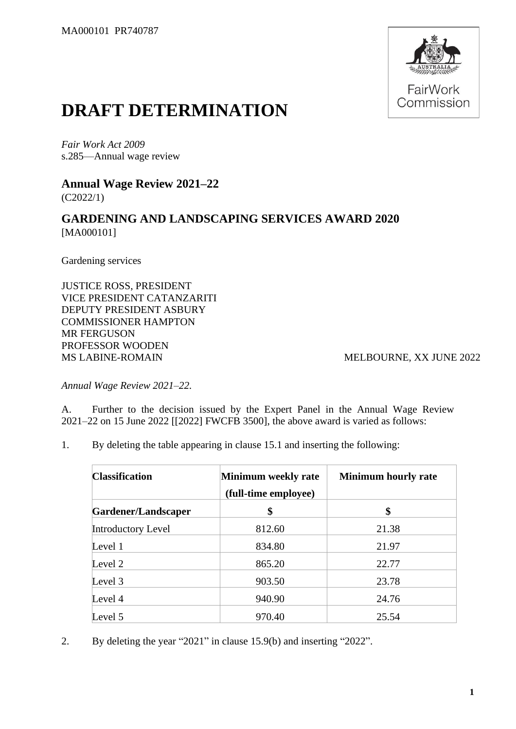MA000101 PR740787

# DRAFT DETERMINATION

*Fair Work Act 2009*
s.285—Annual wage review

## Annual Wage Review 2021–22

(C2022/1)

## GARDENING AND LANDSCAPING SERVICES AWARD 2020

[MA000101]

Gardening services

JUSTICE ROSS, PRESIDENT
VICE PRESIDENT CATANZARITI
DEPUTY PRESIDENT ASBURY
COMMISSIONER HAMPTON
MR FERGUSON
PROFESSOR WOODEN
MS LABINE-ROMAIN

MELBOURNE, XX JUNE 2022

*Annual Wage Review 2021–22.*

A. Further to the decision issued by the Expert Panel in the Annual Wage Review 2021–22 on 15 June 2022 [[2022] FWCFB 3500], the above award is varied as follows:

1. By deleting the table appearing in clause 15.1 and inserting the following:

| Classification | Minimum weekly rate (full-time employee) | Minimum hourly rate |
|---|---|---|
| **Gardener/Landscaper** | **$** | **$** |
| Introductory Level | 812.60 | 21.38 |
| Level 1 | 834.80 | 21.97 |
| Level 2 | 865.20 | 22.77 |
| Level 3 | 903.50 | 23.78 |
| Level 4 | 940.90 | 24.76 |
| Level 5 | 970.40 | 25.54 |

2. By deleting the year "2021" in clause 15.9(b) and inserting "2022".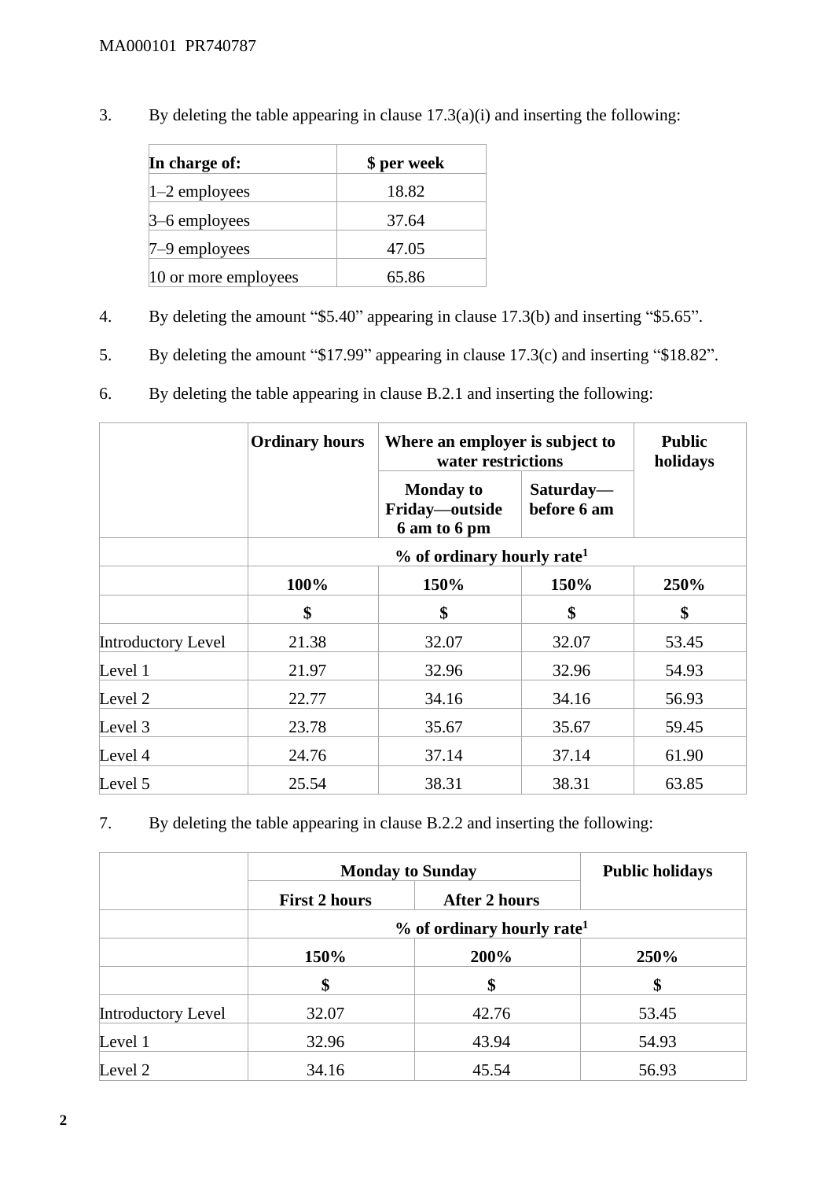3. By deleting the table appearing in clause 17.3(a)(i) and inserting the following:

| In charge of: | $ per week |
|---|---|
| 1–2 employees | 18.82 |
| 3–6 employees | 37.64 |
| 7–9 employees | 47.05 |
| 10 or more employees | 65.86 |

4. By deleting the amount "$5.40" appearing in clause 17.3(b) and inserting "$5.65".

5. By deleting the amount "$17.99" appearing in clause 17.3(c) and inserting "$18.82".

6. By deleting the table appearing in clause B.2.1 and inserting the following:

| | Ordinary hours | Where an employer is subject to water restrictions | | Public holidays |
|---|---|---|---|---|
| | | Monday to Friday—outside 6 am to 6 pm | Saturday—before 6 am | |
| | % of ordinary hourly rate[1] | | | |
| | 100% | 150% | 150% | 250% |
| | $ | $ | $ | $ |
| Introductory Level | 21.38 | 32.07 | 32.07 | 53.45 |
| Level 1 | 21.97 | 32.96 | 32.96 | 54.93 |
| Level 2 | 22.77 | 34.16 | 34.16 | 56.93 |
| Level 3 | 23.78 | 35.67 | 35.67 | 59.45 |
| Level 4 | 24.76 | 37.14 | 37.14 | 61.90 |
| Level 5 | 25.54 | 38.31 | 38.31 | 63.85 |

7. By deleting the table appearing in clause B.2.2 and inserting the following:

| | Monday to Sunday | | Public holidays |
|---|---|---|---|
| | First 2 hours | After 2 hours | |
| | % of ordinary hourly rate[1] | | |
| | 150% | 200% | 250% |
| | $ | $ | $ |
| Introductory Level | 32.07 | 42.76 | 53.45 |
| Level 1 | 32.96 | 43.94 | 54.93 |
| Level 2 | 34.16 | 45.54 | 56.93 |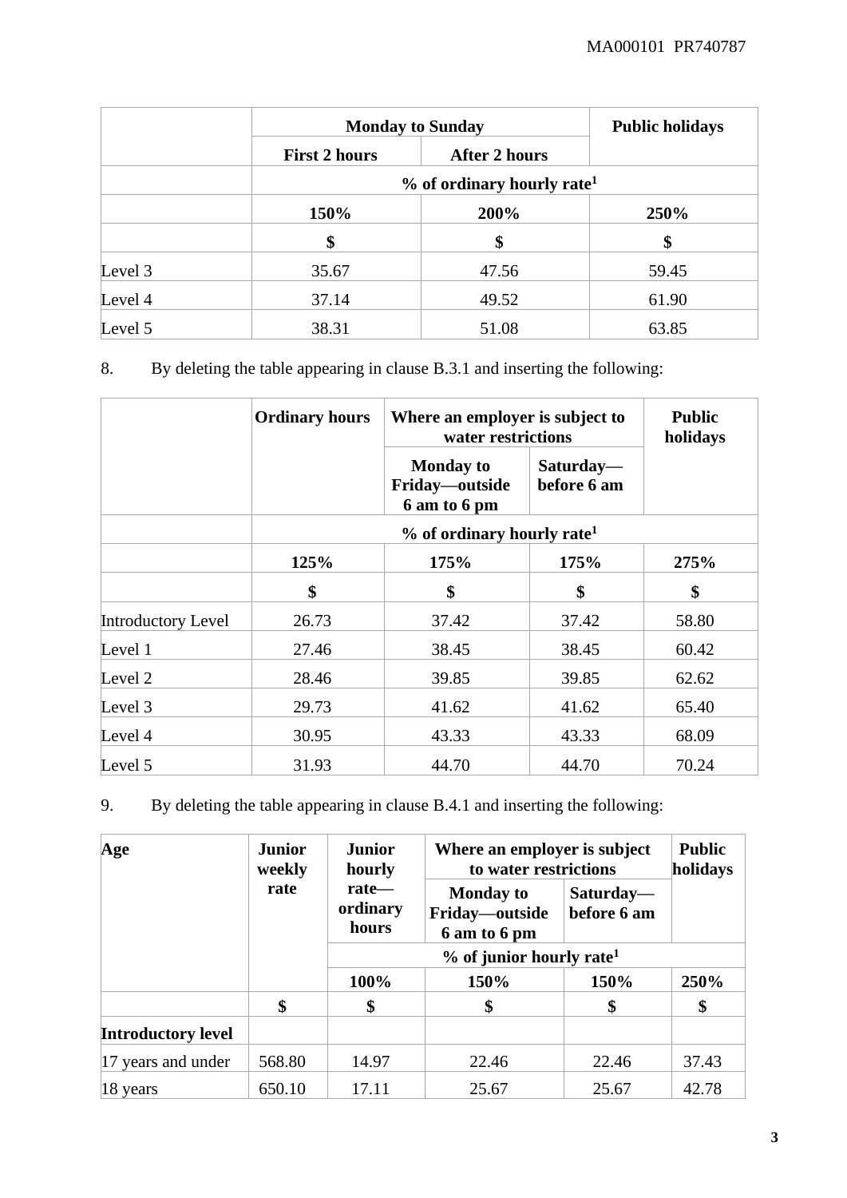| | Monday to Sunday | | Public holidays |
|---|---|---|---|
| | First 2 hours | After 2 hours | |
| | % of ordinary hourly rate[1] | | |
| | 150% | 200% | 250% |
| | $ | $ | $ |
| Level 3 | 35.67 | 47.56 | 59.45 |
| Level 4 | 37.14 | 49.52 | 61.90 |
| Level 5 | 38.31 | 51.08 | 63.85 |

8. By deleting the table appearing in clause B.3.1 and inserting the following:

| | Ordinary hours | Where an employer is subject to water restrictions | | Public holidays |
|---|---|---|---|---|
| | | Monday to Friday—outside 6 am to 6 pm | Saturday—before 6 am | |
| | % of ordinary hourly rate[1] | | | |
| | 125% | 175% | 175% | 275% |
| | $ | $ | $ | $ |
| Introductory Level | 26.73 | 37.42 | 37.42 | 58.80 |
| Level 1 | 27.46 | 38.45 | 38.45 | 60.42 |
| Level 2 | 28.46 | 39.85 | 39.85 | 62.62 |
| Level 3 | 29.73 | 41.62 | 41.62 | 65.40 |
| Level 4 | 30.95 | 43.33 | 43.33 | 68.09 |
| Level 5 | 31.93 | 44.70 | 44.70 | 70.24 |

9. By deleting the table appearing in clause B.4.1 and inserting the following:

| Age | Junior weekly rate | Junior hourly rate—ordinary hours | Where an employer is subject to water restrictions | | Public holidays |
|---|---|---|---|---|---|
| | | | Monday to Friday—outside 6 am to 6 pm | Saturday—before 6 am | |
| | | % of junior hourly rate[1] | | | |
| | | 100% | 150% | 150% | 250% |
| | $ | $ | $ | $ | $ |
| **Introductory level** | | | | | |
| 17 years and under | 568.80 | 14.97 | 22.46 | 22.46 | 37.43 |
| 18 years | 650.10 | 17.11 | 25.67 | 25.67 | 42.78 |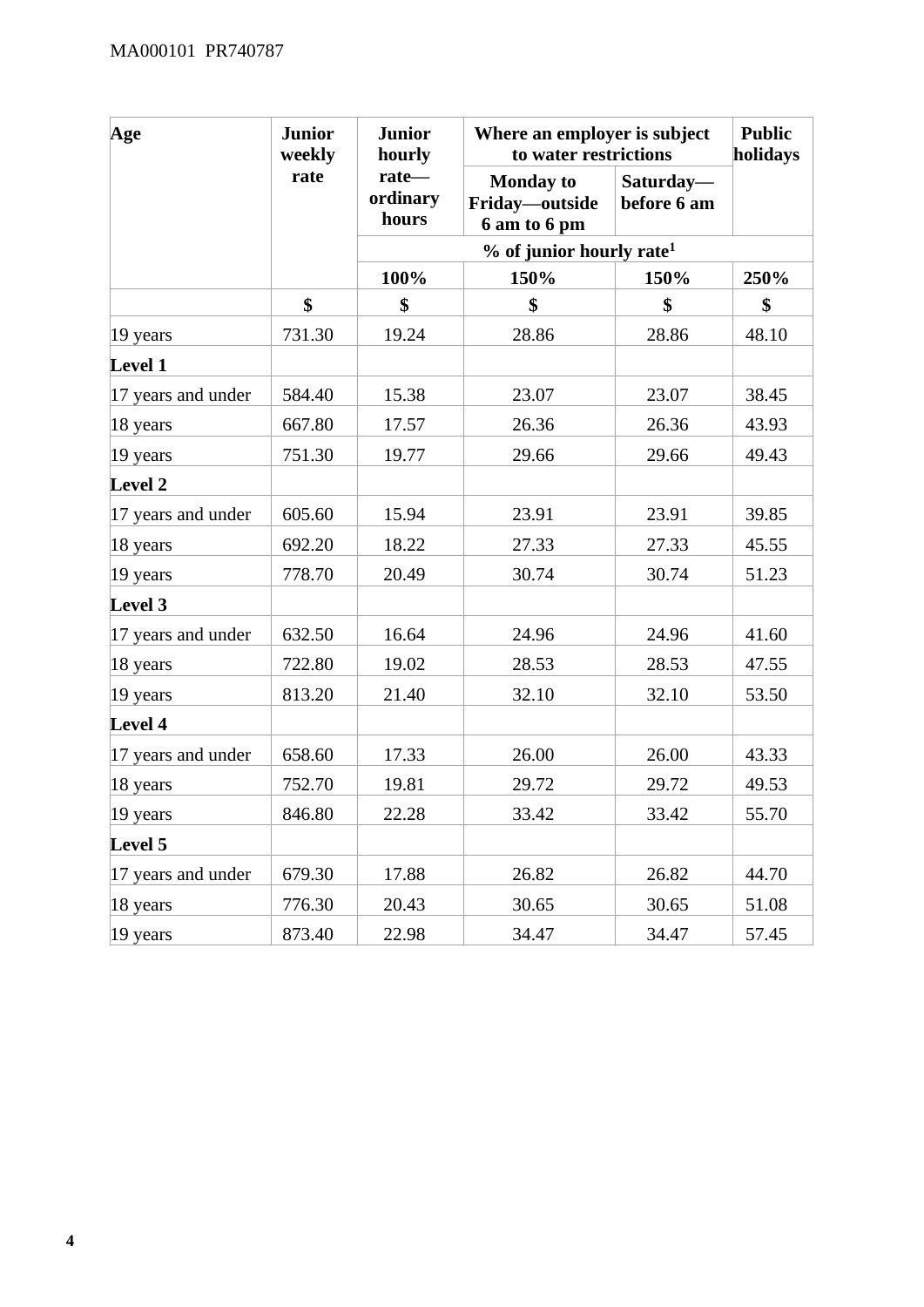| Age | Junior weekly rate | Junior hourly rate—ordinary hours | Where an employer is subject to water restrictions | | Public holidays |
|---|---|---|---|---|---|
| | | | Monday to Friday—outside 6 am to 6 pm | Saturday—before 6 am | |
| | | % of junior hourly rate[1] | | | |
| | | 100% | 150% | 150% | 250% |
| | $ | $ | $ | $ | $ |
| 19 years | 731.30 | 19.24 | 28.86 | 28.86 | 48.10 |
| **Level 1** | | | | | |
| 17 years and under | 584.40 | 15.38 | 23.07 | 23.07 | 38.45 |
| 18 years | 667.80 | 17.57 | 26.36 | 26.36 | 43.93 |
| 19 years | 751.30 | 19.77 | 29.66 | 29.66 | 49.43 |
| **Level 2** | | | | | |
| 17 years and under | 605.60 | 15.94 | 23.91 | 23.91 | 39.85 |
| 18 years | 692.20 | 18.22 | 27.33 | 27.33 | 45.55 |
| 19 years | 778.70 | 20.49 | 30.74 | 30.74 | 51.23 |
| **Level 3** | | | | | |
| 17 years and under | 632.50 | 16.64 | 24.96 | 24.96 | 41.60 |
| 18 years | 722.80 | 19.02 | 28.53 | 28.53 | 47.55 |
| 19 years | 813.20 | 21.40 | 32.10 | 32.10 | 53.50 |
| **Level 4** | | | | | |
| 17 years and under | 658.60 | 17.33 | 26.00 | 26.00 | 43.33 |
| 18 years | 752.70 | 19.81 | 29.72 | 29.72 | 49.53 |
| 19 years | 846.80 | 22.28 | 33.42 | 33.42 | 55.70 |
| **Level 5** | | | | | |
| 17 years and under | 679.30 | 17.88 | 26.82 | 26.82 | 44.70 |
| 18 years | 776.30 | 20.43 | 30.65 | 30.65 | 51.08 |
| 19 years | 873.40 | 22.98 | 34.47 | 34.47 | 57.45 |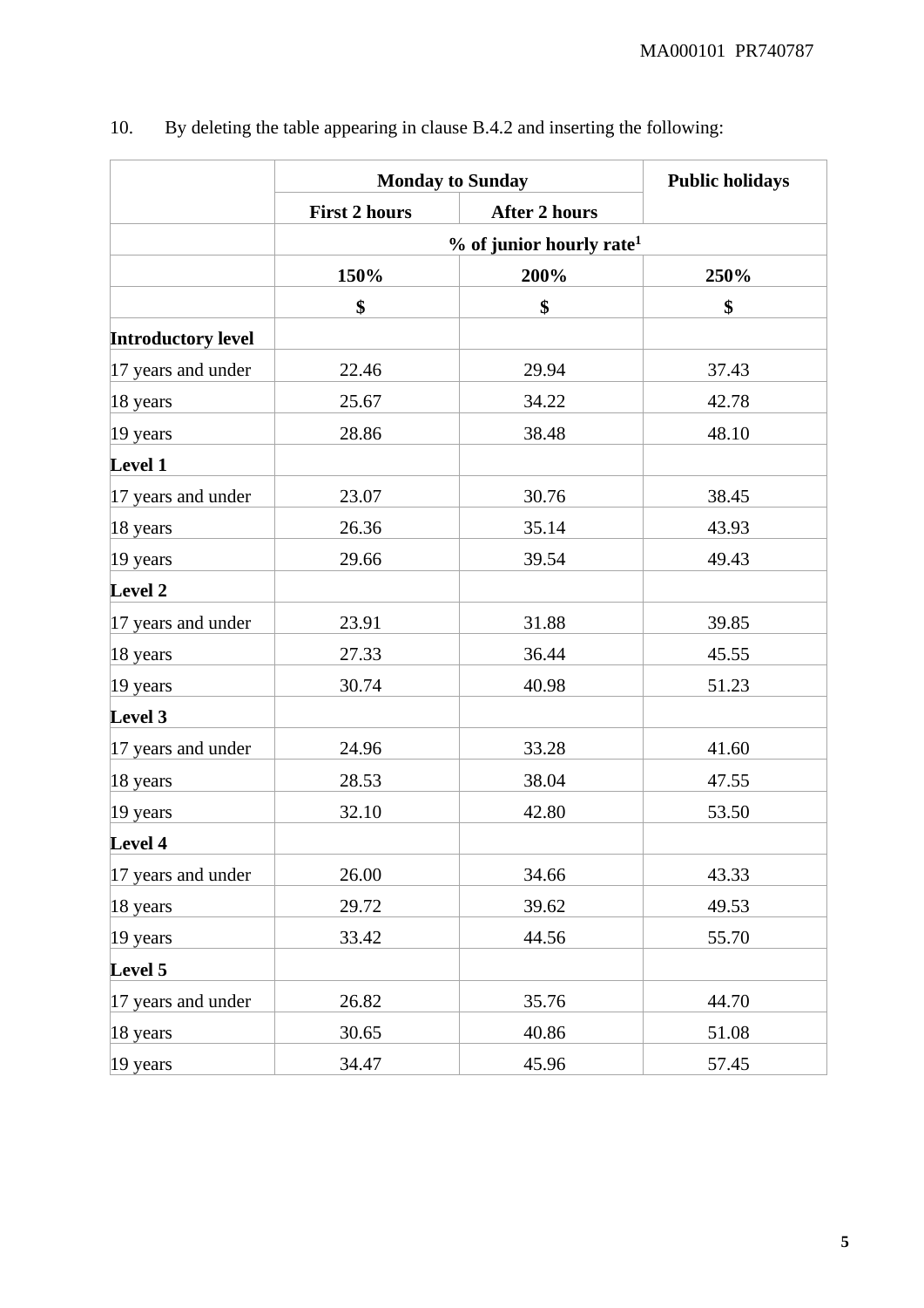10. By deleting the table appearing in clause B.4.2 and inserting the following:

| | Monday to Sunday | | Public holidays |
|---|---|---|---|
| | First 2 hours | After 2 hours | |
| | % of junior hourly rate[1] | | |
| | 150% | 200% | 250% |
| | $ | $ | $ |
| **Introductory level** | | | |
| 17 years and under | 22.46 | 29.94 | 37.43 |
| 18 years | 25.67 | 34.22 | 42.78 |
| 19 years | 28.86 | 38.48 | 48.10 |
| **Level 1** | | | |
| 17 years and under | 23.07 | 30.76 | 38.45 |
| 18 years | 26.36 | 35.14 | 43.93 |
| 19 years | 29.66 | 39.54 | 49.43 |
| **Level 2** | | | |
| 17 years and under | 23.91 | 31.88 | 39.85 |
| 18 years | 27.33 | 36.44 | 45.55 |
| 19 years | 30.74 | 40.98 | 51.23 |
| **Level 3** | | | |
| 17 years and under | 24.96 | 33.28 | 41.60 |
| 18 years | 28.53 | 38.04 | 47.55 |
| 19 years | 32.10 | 42.80 | 53.50 |
| **Level 4** | | | |
| 17 years and under | 26.00 | 34.66 | 43.33 |
| 18 years | 29.72 | 39.62 | 49.53 |
| 19 years | 33.42 | 44.56 | 55.70 |
| **Level 5** | | | |
| 17 years and under | 26.82 | 35.76 | 44.70 |
| 18 years | 30.65 | 40.86 | 51.08 |
| 19 years | 34.47 | 45.96 | 57.45 |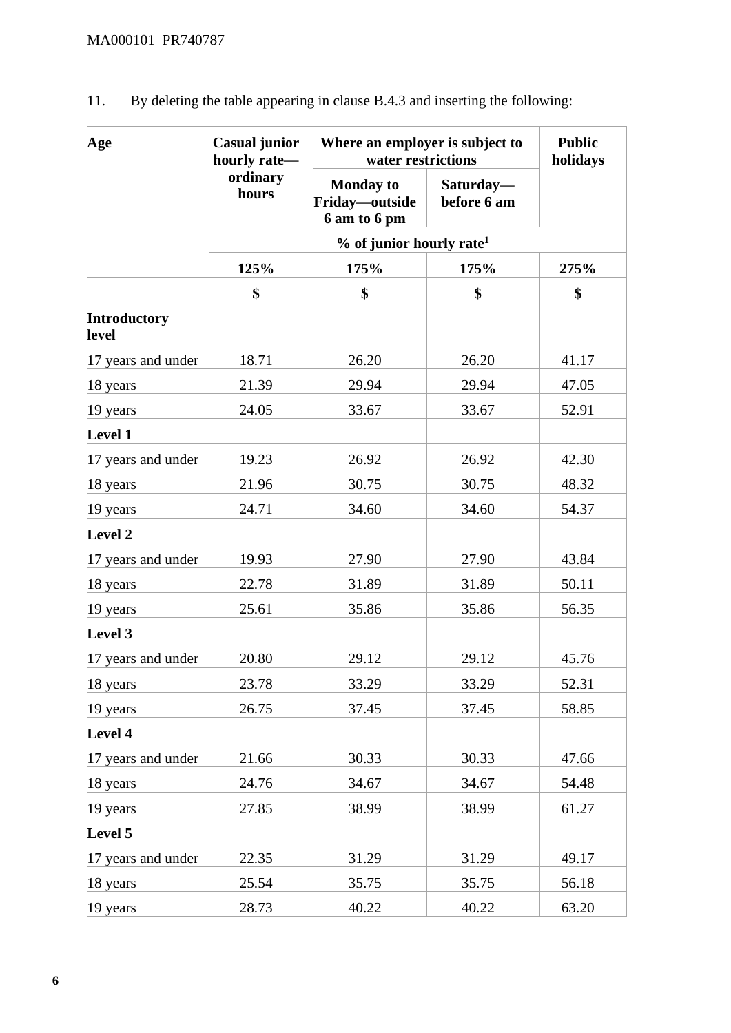11. By deleting the table appearing in clause B.4.3 and inserting the following:

| Age | Casual junior hourly rate—ordinary hours | Where an employer is subject to water restrictions | | Public holidays |
|---|---|---|---|---|
| | | Monday to Friday—outside 6 am to 6 pm | Saturday—before 6 am | |
| | % of junior hourly rate[1] | | | |
| | 125% | 175% | 175% | 275% |
| | $ | $ | $ | $ |
| **Introductory level** | | | | |
| 17 years and under | 18.71 | 26.20 | 26.20 | 41.17 |
| 18 years | 21.39 | 29.94 | 29.94 | 47.05 |
| 19 years | 24.05 | 33.67 | 33.67 | 52.91 |
| **Level 1** | | | | |
| 17 years and under | 19.23 | 26.92 | 26.92 | 42.30 |
| 18 years | 21.96 | 30.75 | 30.75 | 48.32 |
| 19 years | 24.71 | 34.60 | 34.60 | 54.37 |
| **Level 2** | | | | |
| 17 years and under | 19.93 | 27.90 | 27.90 | 43.84 |
| 18 years | 22.78 | 31.89 | 31.89 | 50.11 |
| 19 years | 25.61 | 35.86 | 35.86 | 56.35 |
| **Level 3** | | | | |
| 17 years and under | 20.80 | 29.12 | 29.12 | 45.76 |
| 18 years | 23.78 | 33.29 | 33.29 | 52.31 |
| 19 years | 26.75 | 37.45 | 37.45 | 58.85 |
| **Level 4** | | | | |
| 17 years and under | 21.66 | 30.33 | 30.33 | 47.66 |
| 18 years | 24.76 | 34.67 | 34.67 | 54.48 |
| 19 years | 27.85 | 38.99 | 38.99 | 61.27 |
| **Level 5** | | | | |
| 17 years and under | 22.35 | 31.29 | 31.29 | 49.17 |
| 18 years | 25.54 | 35.75 | 35.75 | 56.18 |
| 19 years | 28.73 | 40.22 | 40.22 | 63.20 |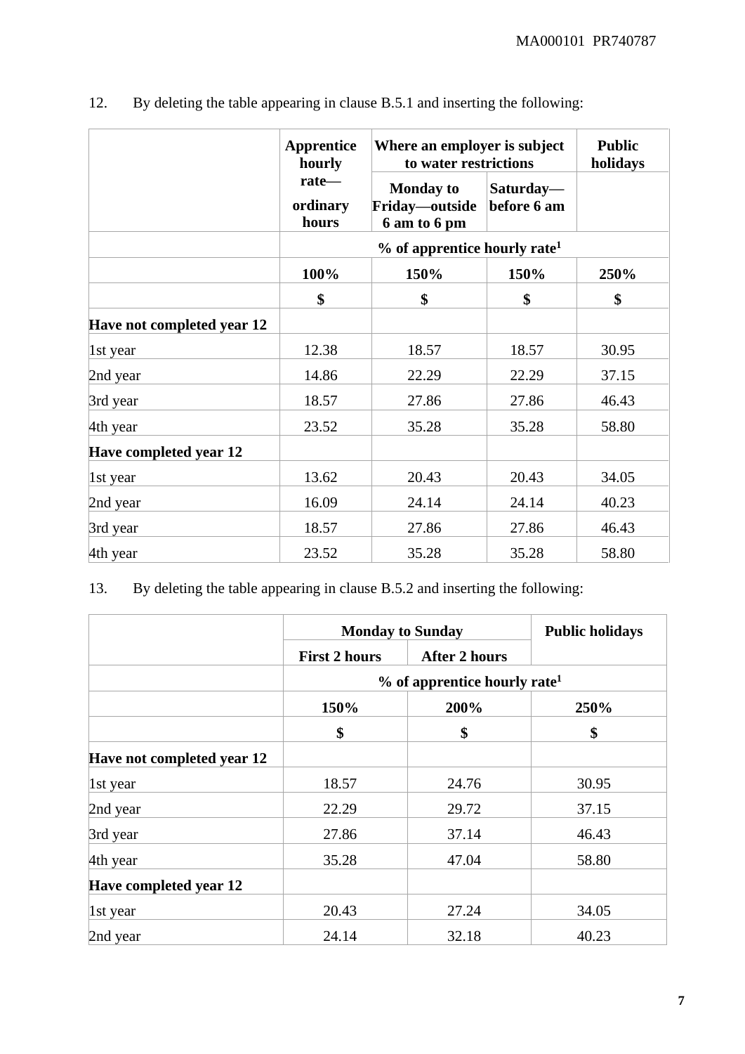12. By deleting the table appearing in clause B.5.1 and inserting the following:

| | Apprentice hourly rate—ordinary hours | Where an employer is subject to water restrictions | | Public holidays |
|---|---|---|---|---|
| | | Monday to Friday—outside 6 am to 6 pm | Saturday—before 6 am | |
| | % of apprentice hourly rate[1] | | | |
| | 100% | 150% | 150% | 250% |
| | $ | $ | $ | $ |
| **Have not completed year 12** | | | | |
| 1st year | 12.38 | 18.57 | 18.57 | 30.95 |
| 2nd year | 14.86 | 22.29 | 22.29 | 37.15 |
| 3rd year | 18.57 | 27.86 | 27.86 | 46.43 |
| 4th year | 23.52 | 35.28 | 35.28 | 58.80 |
| **Have completed year 12** | | | | |
| 1st year | 13.62 | 20.43 | 20.43 | 34.05 |
| 2nd year | 16.09 | 24.14 | 24.14 | 40.23 |
| 3rd year | 18.57 | 27.86 | 27.86 | 46.43 |
| 4th year | 23.52 | 35.28 | 35.28 | 58.80 |

13. By deleting the table appearing in clause B.5.2 and inserting the following:

| | Monday to Sunday | | Public holidays |
|---|---|---|---|
| | First 2 hours | After 2 hours | |
| | % of apprentice hourly rate[1] | | |
| | 150% | 200% | 250% |
| | $ | $ | $ |
| **Have not completed year 12** | | | |
| 1st year | 18.57 | 24.76 | 30.95 |
| 2nd year | 22.29 | 29.72 | 37.15 |
| 3rd year | 27.86 | 37.14 | 46.43 |
| 4th year | 35.28 | 47.04 | 58.80 |
| **Have completed year 12** | | | |
| 1st year | 20.43 | 27.24 | 34.05 |
| 2nd year | 24.14 | 32.18 | 40.23 |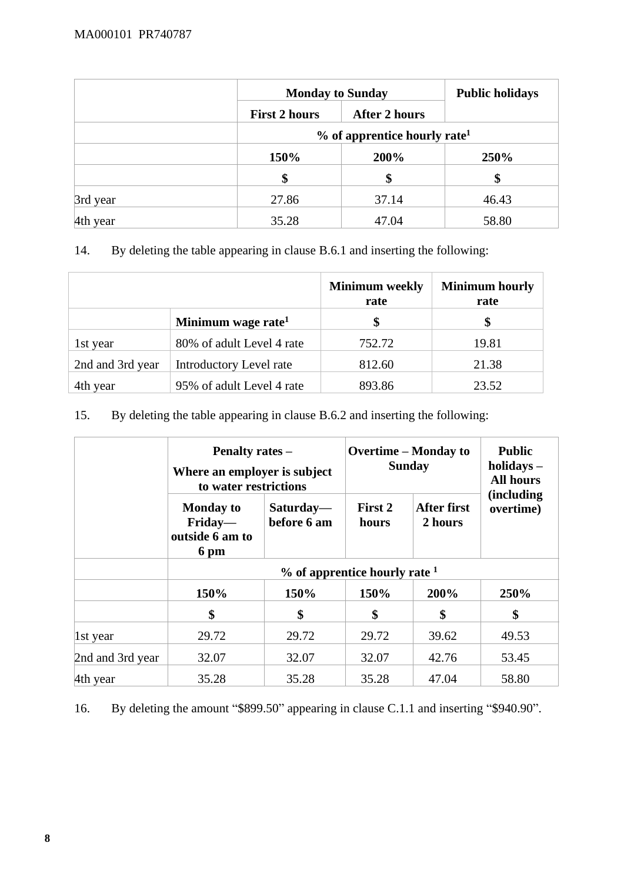| | Monday to Sunday | | Public holidays |
|---|---|---|---|
| | First 2 hours | After 2 hours | |
| | % of apprentice hourly rate[1] | | |
| | 150% | 200% | 250% |
| | $ | $ | $ |
| 3rd year | 27.86 | 37.14 | 46.43 |
| 4th year | 35.28 | 47.04 | 58.80 |

14. By deleting the table appearing in clause B.6.1 and inserting the following:

| | | Minimum weekly rate | Minimum hourly rate |
|---|---|---|---|
| | Minimum wage rate[1] | $ | $ |
| 1st year | 80% of adult Level 4 rate | 752.72 | 19.81 |
| 2nd and 3rd year | Introductory Level rate | 812.60 | 21.38 |
| 4th year | 95% of adult Level 4 rate | 893.86 | 23.52 |

15. By deleting the table appearing in clause B.6.2 and inserting the following:

| | Penalty rates – Where an employer is subject to water restrictions | | Overtime – Monday to Sunday | | Public holidays – All hours (including overtime) |
|---|---|---|---|---|---|
| | Monday to Friday—outside 6 am to 6 pm | Saturday—before 6 am | First 2 hours | After first 2 hours | |
| | % of apprentice hourly rate [1] | | | | |
| | 150% | 150% | 150% | 200% | 250% |
| | $ | $ | $ | $ | $ |
| 1st year | 29.72 | 29.72 | 29.72 | 39.62 | 49.53 |
| 2nd and 3rd year | 32.07 | 32.07 | 32.07 | 42.76 | 53.45 |
| 4th year | 35.28 | 35.28 | 35.28 | 47.04 | 58.80 |

16. By deleting the amount "$899.50" appearing in clause C.1.1 and inserting "$940.90".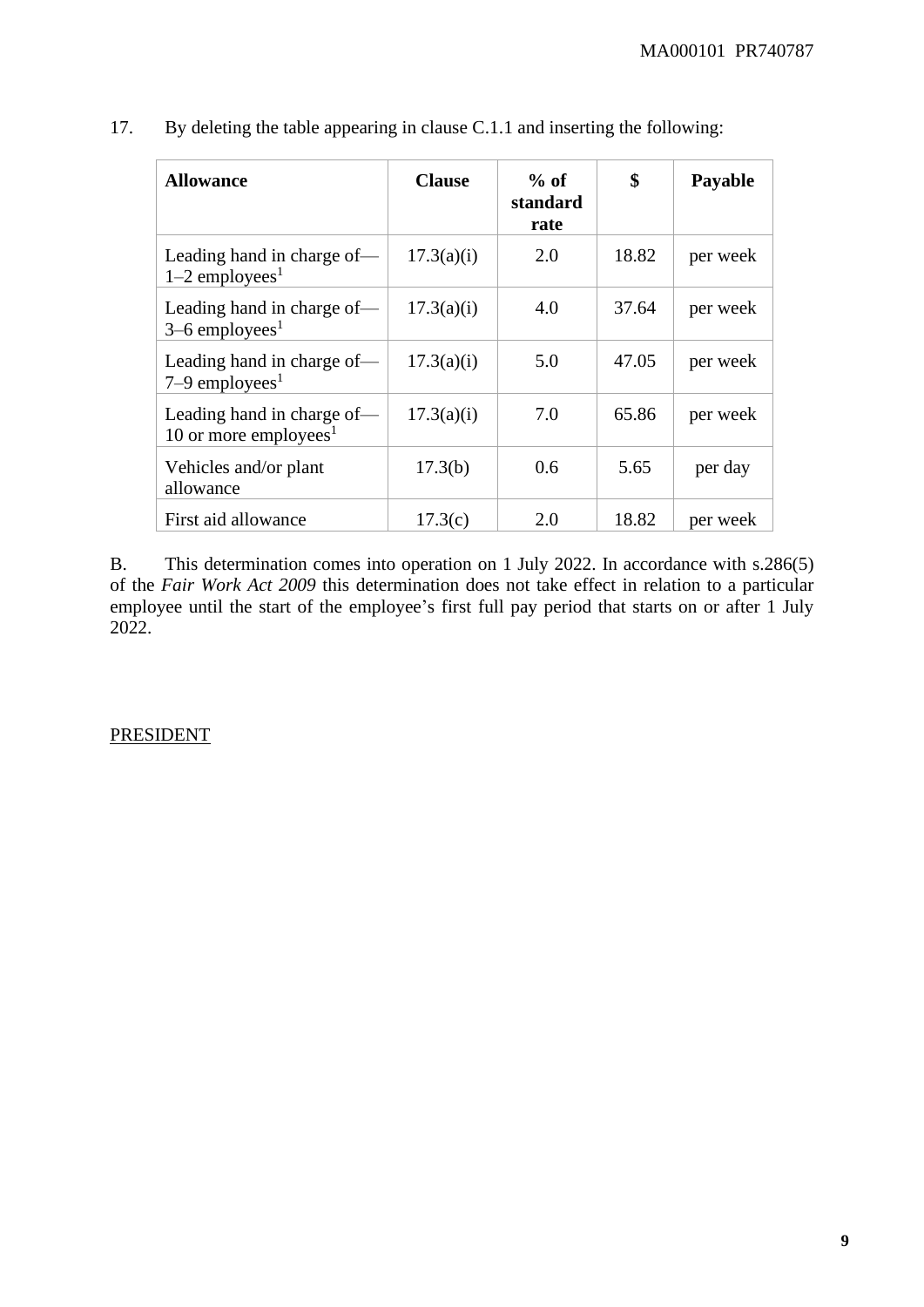17. By deleting the table appearing in clause C.1.1 and inserting the following:

| Allowance | Clause | % of standard rate | $ | Payable |
|---|---|---|---|---|
| Leading hand in charge of—1–2 employees[1] | 17.3(a)(i) | 2.0 | 18.82 | per week |
| Leading hand in charge of—3–6 employees[1] | 17.3(a)(i) | 4.0 | 37.64 | per week |
| Leading hand in charge of—7–9 employees[1] | 17.3(a)(i) | 5.0 | 47.05 | per week |
| Leading hand in charge of—10 or more employees[1] | 17.3(a)(i) | 7.0 | 65.86 | per week |
| Vehicles and/or plant allowance | 17.3(b) | 0.6 | 5.65 | per day |
| First aid allowance | 17.3(c) | 2.0 | 18.82 | per week |

B. This determination comes into operation on 1 July 2022. In accordance with s.286(5) of the *Fair Work Act 2009* this determination does not take effect in relation to a particular employee until the start of the employee's first full pay period that starts on or after 1 July 2022.

PRESIDENT